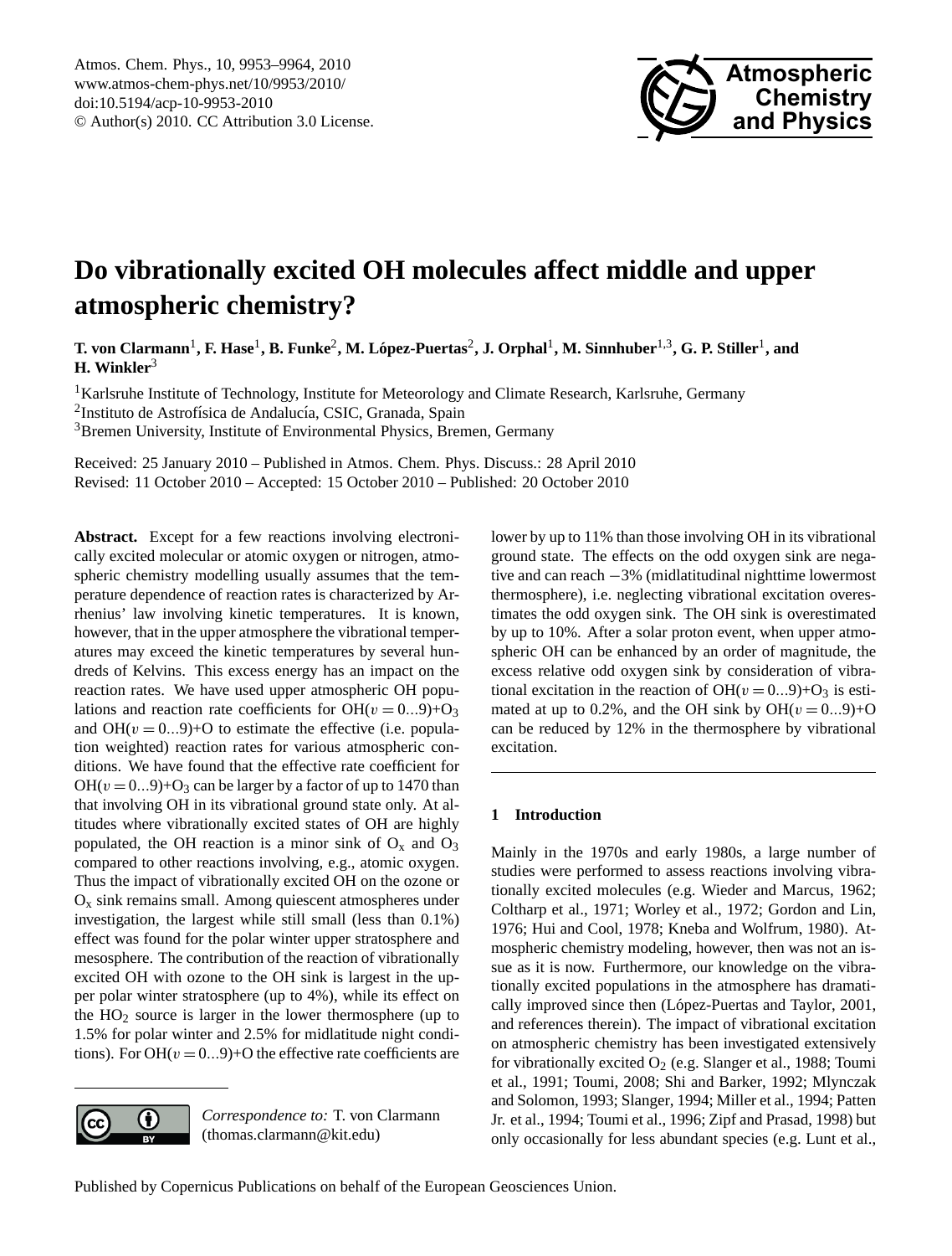# Do vibrationally excited OH molecules affect middle and upper atmospheric chemistry?

**T. von Clarmann[1], F. Hase[1], B. Funke[2], M. López-Puertas[2], J. Orphal[1], M. Sinnhuber[1,3], G. P. Stiller[1], and H. Winkler[3]**

[1]Karlsruhe Institute of Technology, Institute for Meteorology and Climate Research, Karlsruhe, Germany
[2]Instituto de Astrofísica de Andalucía, CSIC, Granada, Spain
[3]Bremen University, Institute of Environmental Physics, Bremen, Germany

Received: 25 January 2010 – Published in Atmos. Chem. Phys. Discuss.: 28 April 2010
Revised: 11 October 2010 – Accepted: 15 October 2010 – Published: 20 October 2010

**Abstract.** Except for a few reactions involving electronically excited molecular or atomic oxygen or nitrogen, atmospheric chemistry modelling usually assumes that the temperature dependence of reaction rates is characterized by Arrhenius' law involving kinetic temperatures. It is known, however, that in the upper atmosphere the vibrational temperatures may exceed the kinetic temperatures by several hundreds of Kelvins. This excess energy has an impact on the reaction rates. We have used upper atmospheric OH populations and reaction rate coefficients for OH($v = 0...9$)+$O_3$ and OH($v = 0...9$)+O to estimate the effective (i.e. population weighted) reaction rates for various atmospheric conditions. We have found that the effective rate coefficient for OH($v = 0...9$)+$O_3$ can be larger by a factor of up to 1470 than that involving OH in its vibrational ground state only. At altitudes where vibrationally excited states of OH are highly populated, the OH reaction is a minor sink of $O_x$ and $O_3$ compared to other reactions involving, e.g., atomic oxygen. Thus the impact of vibrationally excited OH on the ozone or $O_x$ sink remains small. Among quiescent atmospheres under investigation, the largest while still small (less than 0.1%) effect was found for the polar winter upper stratosphere and mesosphere. The contribution of the reaction of vibrationally excited OH with ozone to the OH sink is largest in the upper polar winter stratosphere (up to 4%), while its effect on the $HO_2$ source is larger in the lower thermosphere (up to 1.5% for polar winter and 2.5% for midlatitude night conditions). For OH($v = 0...9$)+O the effective rate coefficients are lower by up to 11% than those involving OH in its vibrational ground state. The effects on the odd oxygen sink are negative and can reach −3% (midlatitudinal nighttime lowermost thermosphere), i.e. neglecting vibrational excitation overestimates the odd oxygen sink. The OH sink is overestimated by up to 10%. After a solar proton event, when upper atmospheric OH can be enhanced by an order of magnitude, the excess relative odd oxygen sink by consideration of vibrational excitation in the reaction of OH($v = 0...9$)+$O_3$ is estimated at up to 0.2%, and the OH sink by OH($v = 0...9$)+O can be reduced by 12% in the thermosphere by vibrational excitation.

## 1 Introduction

Mainly in the 1970s and early 1980s, a large number of studies were performed to assess reactions involving vibrationally excited molecules (e.g. Wieder and Marcus, 1962; Coltharp et al., 1971; Worley et al., 1972; Gordon and Lin, 1976; Hui and Cool, 1978; Kneba and Wolfrum, 1980). Atmospheric chemistry modeling, however, then was not an issue as it is now. Furthermore, our knowledge on the vibrationally excited populations in the atmosphere has dramatically improved since then (López-Puertas and Taylor, 2001, and references therein). The impact of vibrational excitation on atmospheric chemistry has been investigated extensively for vibrationally excited $O_2$ (e.g. Slanger et al., 1988; Toumi et al., 1991; Toumi, 2008; Shi and Barker, 1992; Mlynczak and Solomon, 1993; Slanger, 1994; Miller et al., 1994; Patten Jr. et al., 1994; Toumi et al., 1996; Zipf and Prasad, 1998) but only occasionally for less abundant species (e.g. Lunt et al.,

*Correspondence to:* T. von Clarmann (thomas.clarmann@kit.edu)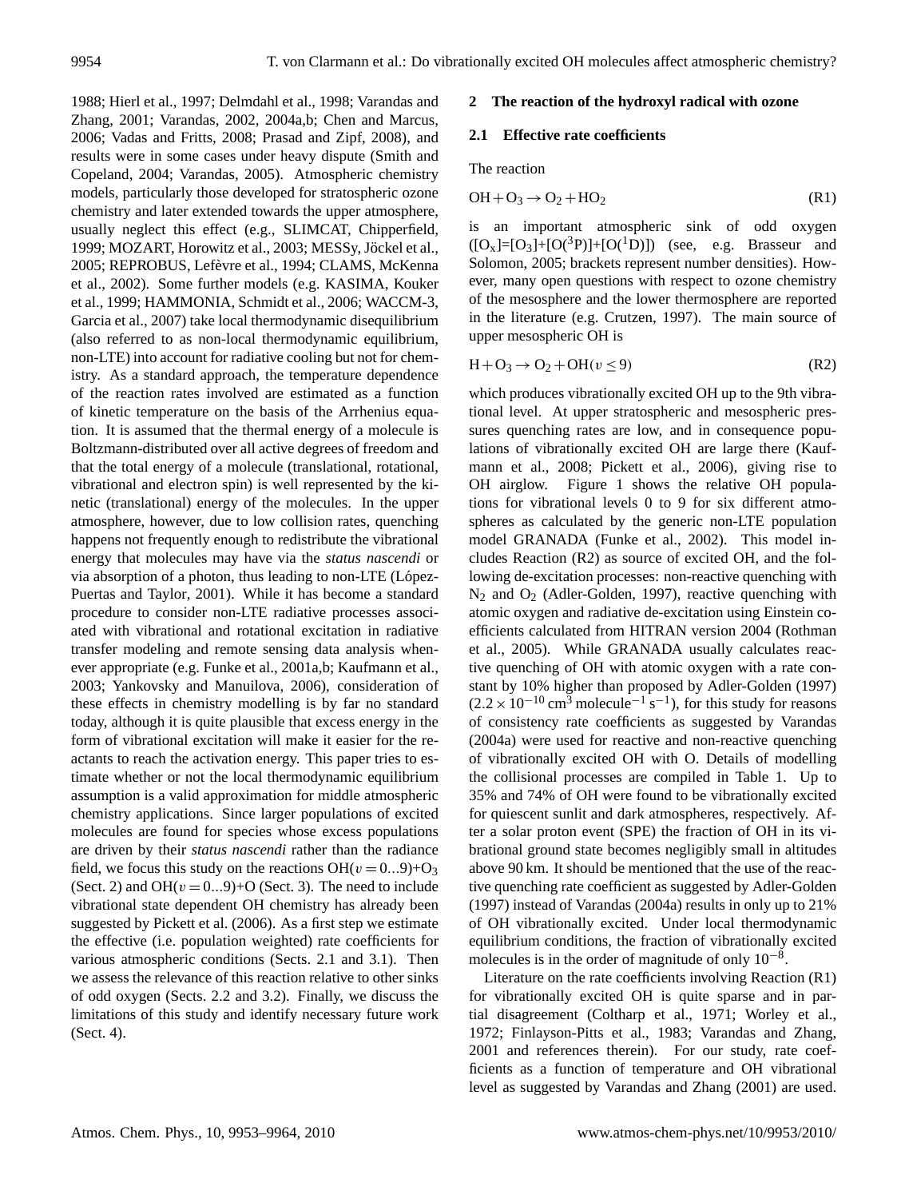1988; Hierl et al., 1997; Delmdahl et al., 1998; Varandas and Zhang, 2001; Varandas, 2002, 2004a,b; Chen and Marcus, 2006; Vadas and Fritts, 2008; Prasad and Zipf, 2008), and results were in some cases under heavy dispute (Smith and Copeland, 2004; Varandas, 2005). Atmospheric chemistry models, particularly those developed for stratospheric ozone chemistry and later extended towards the upper atmosphere, usually neglect this effect (e.g., SLIMCAT, Chipperfield, 1999; MOZART, Horowitz et al., 2003; MESSy, Jöckel et al., 2005; REPROBUS, Lefèvre et al., 1994; CLAMS, McKenna et al., 2002). Some further models (e.g. KASIMA, Kouker et al., 1999; HAMMONIA, Schmidt et al., 2006; WACCM-3, Garcia et al., 2007) take local thermodynamic disequilibrium (also referred to as non-local thermodynamic equilibrium, non-LTE) into account for radiative cooling but not for chemistry. As a standard approach, the temperature dependence of the reaction rates involved are estimated as a function of kinetic temperature on the basis of the Arrhenius equation. It is assumed that the thermal energy of a molecule is Boltzmann-distributed over all active degrees of freedom and that the total energy of a molecule (translational, rotational, vibrational and electron spin) is well represented by the kinetic (translational) energy of the molecules. In the upper atmosphere, however, due to low collision rates, quenching happens not frequently enough to redistribute the vibrational energy that molecules may have via the *status nascendi* or via absorption of a photon, thus leading to non-LTE (López-Puertas and Taylor, 2001). While it has become a standard procedure to consider non-LTE radiative processes associated with vibrational and rotational excitation in radiative transfer modeling and remote sensing data analysis whenever appropriate (e.g. Funke et al., 2001a,b; Kaufmann et al., 2003; Yankovsky and Manuilova, 2006), consideration of these effects in chemistry modelling is by far no standard today, although it is quite plausible that excess energy in the form of vibrational excitation will make it easier for the reactants to reach the activation energy. This paper tries to estimate whether or not the local thermodynamic equilibrium assumption is a valid approximation for middle atmospheric chemistry applications. Since larger populations of excited molecules are found for species whose excess populations are driven by their *status nascendi* rather than the radiance field, we focus this study on the reactions $OH(v=0...9)+O_3$ (Sect. 2) and $OH(v=0...9)+O$ (Sect. 3). The need to include vibrational state dependent OH chemistry has already been suggested by Pickett et al. (2006). As a first step we estimate the effective (i.e. population weighted) rate coefficients for various atmospheric conditions (Sects. 2.1 and 3.1). Then we assess the relevance of this reaction relative to other sinks of odd oxygen (Sects. 2.2 and 3.2). Finally, we discuss the limitations of this study and identify necessary future work (Sect. 4).

## 2 The reaction of the hydroxyl radical with ozone

### 2.1 Effective rate coefficients

The reaction

$$OH + O_3 \rightarrow O_2 + HO_2 \tag{R1}$$

is an important atmospheric sink of odd oxygen ($[O_x]=[O_3]+[O(^3P)]+[O(^1D)]$) (see, e.g. Brasseur and Solomon, 2005; brackets represent number densities). However, many open questions with respect to ozone chemistry of the mesosphere and the lower thermosphere are reported in the literature (e.g. Crutzen, 1997). The main source of upper mesospheric OH is

$$H + O_3 \rightarrow O_2 + OH(v \leq 9) \tag{R2}$$

which produces vibrationally excited OH up to the 9th vibrational level. At upper stratospheric and mesospheric pressures quenching rates are low, and in consequence populations of vibrationally excited OH are large there (Kaufmann et al., 2008; Pickett et al., 2006), giving rise to OH airglow. Figure 1 shows the relative OH populations for vibrational levels 0 to 9 for six different atmospheres as calculated by the generic non-LTE population model GRANADA (Funke et al., 2002). This model includes Reaction (R2) as source of excited OH, and the following de-excitation processes: non-reactive quenching with $N_2$ and $O_2$ (Adler-Golden, 1997), reactive quenching with atomic oxygen and radiative de-excitation using Einstein coefficients calculated from HITRAN version 2004 (Rothman et al., 2005). While GRANADA usually calculates reactive quenching of OH with atomic oxygen with a rate constant by 10% higher than proposed by Adler-Golden (1997) ($2.2 \times 10^{-10}\,\mathrm{cm}^3\,\mathrm{molecule}^{-1}\,\mathrm{s}^{-1}$), for this study for reasons of consistency rate coefficients as suggested by Varandas (2004a) were used for reactive and non-reactive quenching of vibrationally excited OH with O. Details of modelling the collisional processes are compiled in Table 1. Up to 35% and 74% of OH were found to be vibrationally excited for quiescent sunlit and dark atmospheres, respectively. After a solar proton event (SPE) the fraction of OH in its vibrational ground state becomes negligibly small in altitudes above 90 km. It should be mentioned that the use of the reactive quenching rate coefficient as suggested by Adler-Golden (1997) instead of Varandas (2004a) results in only up to 21% of OH vibrationally excited. Under local thermodynamic equilibrium conditions, the fraction of vibrationally excited molecules is in the order of magnitude of only $10^{-8}$.

Literature on the rate coefficients involving Reaction (R1) for vibrationally excited OH is quite sparse and in partial disagreement (Coltharp et al., 1971; Worley et al., 1972; Finlayson-Pitts et al., 1983; Varandas and Zhang, 2001 and references therein). For our study, rate coefficients as a function of temperature and OH vibrational level as suggested by Varandas and Zhang (2001) are used.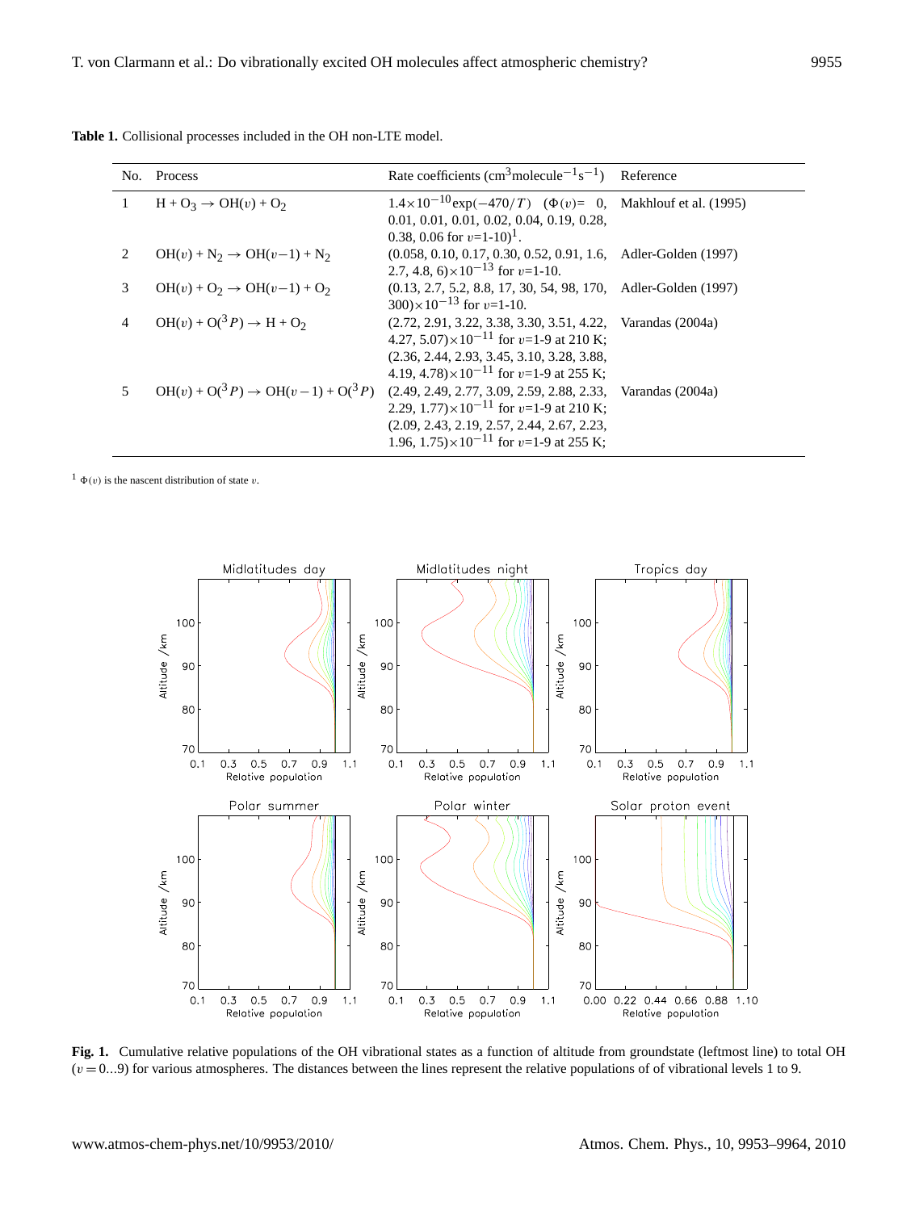**Table 1.** Collisional processes included in the OH non-LTE model.

| No. | Process | Rate coefficients ($cm^3 molecule^{-1} s^{-1}$) | Reference |
|---|---|---|---|
| 1 | $H + O_3 \rightarrow OH(v) + O_2$ | $1.4{\times}10^{-10}\exp(-470/T)$ ($\Phi(v)$= 0, 0.01, 0.01, 0.01, 0.02, 0.04, 0.19, 0.28, 0.38, 0.06 for $v$=1-10)[1]. | Makhlouf et al. (1995) |
| 2 | $OH(v) + N_2 \rightarrow OH(v-1) + N_2$ | (0.058, 0.10, 0.17, 0.30, 0.52, 0.91, 1.6, 2.7, 4.8, 6)$\times10^{-13}$ for $v$=1-10. | Adler-Golden (1997) |
| 3 | $OH(v) + O_2 \rightarrow OH(v-1) + O_2$ | (0.13, 2.7, 5.2, 8.8, 17, 30, 54, 98, 170, 300)$\times10^{-13}$ for $v$=1-10. | Adler-Golden (1997) |
| 4 | $OH(v) + O(^3P) \rightarrow H + O_2$ | (2.72, 2.91, 3.22, 3.38, 3.30, 3.51, 4.22, 4.27, 5.07)$\times10^{-11}$ for $v$=1-9 at 210 K; (2.36, 2.44, 2.93, 3.45, 3.10, 3.28, 3.88, 4.19, 4.78)$\times10^{-11}$ for $v$=1-9 at 255 K; | Varandas (2004a) |
| 5 | $OH(v) + O(^3P) \rightarrow OH(v-1) + O(^3P)$ | (2.49, 2.49, 2.77, 3.09, 2.59, 2.88, 2.33, 2.29, 1.77)$\times10^{-11}$ for $v$=1-9 at 210 K; (2.09, 2.43, 2.19, 2.57, 2.44, 2.67, 2.23, 1.96, 1.75)$\times10^{-11}$ for $v$=1-9 at 255 K; | Varandas (2004a) |

[1] $\Phi(v)$ is the nascent distribution of state $v$.

**Fig. 1.** Cumulative relative populations of the OH vibrational states as a function of altitude from groundstate (leftmost line) to total OH ($v=0...9$) for various atmospheres. The distances between the lines represent the relative populations of of vibrational levels 1 to 9.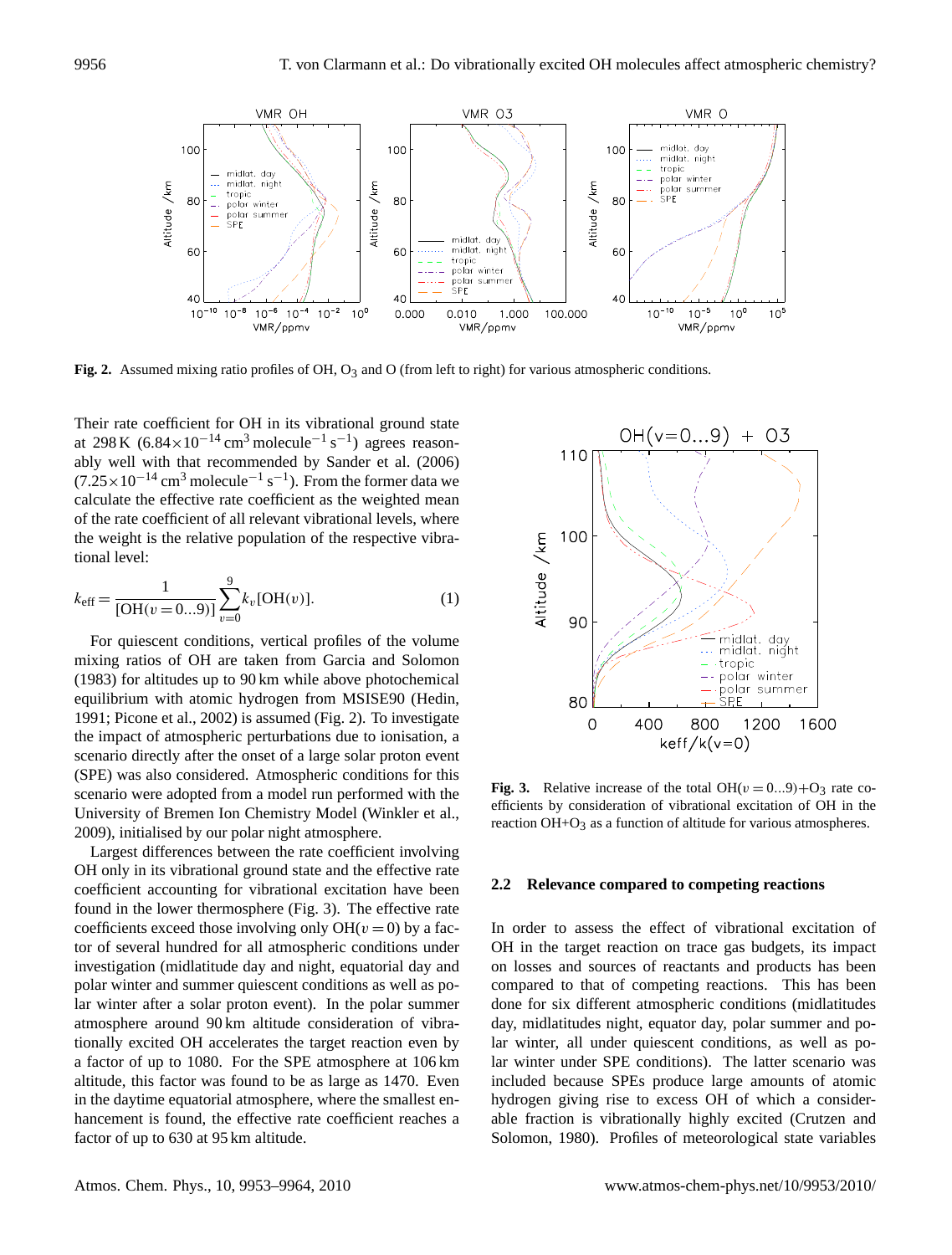**Fig. 2.** Assumed mixing ratio profiles of OH, $O_3$ and O (from left to right) for various atmospheric conditions.

Their rate coefficient for OH in its vibrational ground state at 298 K ($6.84\times10^{-14}$ cm$^3$ molecule$^{-1}$ s$^{-1}$) agrees reasonably well with that recommended by Sander et al. (2006) ($7.25\times10^{-14}$ cm$^3$ molecule$^{-1}$ s$^{-1}$). From the former data we calculate the effective rate coefficient as the weighted mean of the rate coefficient of all relevant vibrational levels, where the weight is the relative population of the respective vibrational level:

$$k_{\text{eff}} = \frac{1}{[\text{OH}(v=0...9)]} \sum_{v=0}^{9} k_v [\text{OH}(v)]. \tag{1}$$

For quiescent conditions, vertical profiles of the volume mixing ratios of OH are taken from Garcia and Solomon (1983) for altitudes up to 90 km while above photochemical equilibrium with atomic hydrogen from MSISE90 (Hedin, 1991; Picone et al., 2002) is assumed (Fig. 2). To investigate the impact of atmospheric perturbations due to ionisation, a scenario directly after the onset of a large solar proton event (SPE) was also considered. Atmospheric conditions for this scenario were adopted from a model run performed with the University of Bremen Ion Chemistry Model (Winkler et al., 2009), initialised by our polar night atmosphere.

Largest differences between the rate coefficient involving OH only in its vibrational ground state and the effective rate coefficient accounting for vibrational excitation have been found in the lower thermosphere (Fig. 3). The effective rate coefficients exceed those involving only $\text{OH}(v=0)$ by a factor of several hundred for all atmospheric conditions under investigation (midlatitude day and night, equatorial day and polar winter and summer quiescent conditions as well as polar winter after a solar proton event). In the polar summer atmosphere around 90 km altitude consideration of vibrationally excited OH accelerates the target reaction even by a factor of up to 1080. For the SPE atmosphere at 106 km altitude, this factor was found to be as large as 1470. Even in the daytime equatorial atmosphere, where the smallest enhancement is found, the effective rate coefficient reaches a factor of up to 630 at 95 km altitude.

**Fig. 3.** Relative increase of the total $\text{OH}(v=0...9)+\text{O}_3$ rate coefficients by consideration of vibrational excitation of OH in the reaction $\text{OH}+\text{O}_3$ as a function of altitude for various atmospheres.

### 2.2 Relevance compared to competing reactions

In order to assess the effect of vibrational excitation of OH in the target reaction on trace gas budgets, its impact on losses and sources of reactants and products has been compared to that of competing reactions. This has been done for six different atmospheric conditions (midlatitudes day, midlatitudes night, equator day, polar summer and polar winter, all under quiescent conditions, as well as polar winter under SPE conditions). The latter scenario was included because SPEs produce large amounts of atomic hydrogen giving rise to excess OH of which a considerable fraction is vibrationally highly excited (Crutzen and Solomon, 1980). Profiles of meteorological state variables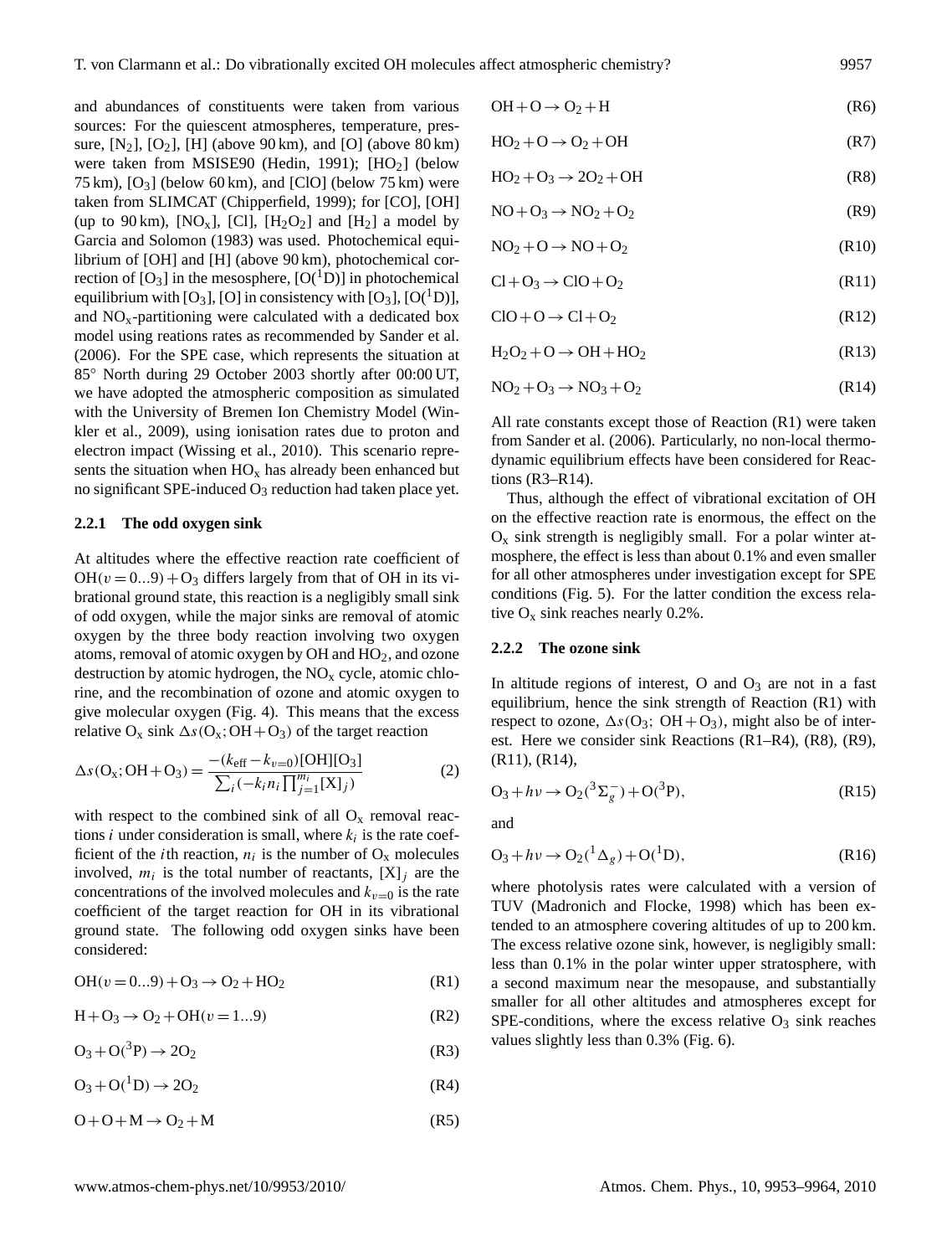and abundances of constituents were taken from various sources: For the quiescent atmospheres, temperature, pressure, [$N_2$], [$O_2$], [H] (above 90 km), and [O] (above 80 km) were taken from MSISE90 (Hedin, 1991); [$HO_2$] (below 75 km), [$O_3$] (below 60 km), and [ClO] (below 75 km) were taken from SLIMCAT (Chipperfield, 1999); for [CO], [OH] (up to 90 km), [$NO_x$], [Cl], [$H_2O_2$] and [$H_2$] a model by Garcia and Solomon (1983) was used. Photochemical equilibrium of [OH] and [H] (above 90 km), photochemical correction of [$O_3$] in the mesosphere, [$O(^1D)$] in photochemical equilibrium with [$O_3$], [O] in consistency with [$O_3$], [$O(^1D)$], and $NO_x$-partitioning were calculated with a dedicated box model using reations rates as recommended by Sander et al. (2006). For the SPE case, which represents the situation at 85° North during 29 October 2003 shortly after 00:00 UT, we have adopted the atmospheric composition as simulated with the University of Bremen Ion Chemistry Model (Winkler et al., 2009), using ionisation rates due to proton and electron impact (Wissing et al., 2010). This scenario represents the situation when $HO_x$ has already been enhanced but no significant SPE-induced $O_3$ reduction had taken place yet.

### 2.2.1 The odd oxygen sink

At altitudes where the effective reaction rate coefficient of $OH(v=0...9)+O_3$ differs largely from that of OH in its vibrational ground state, this reaction is a negligibly small sink of odd oxygen, while the major sinks are removal of atomic oxygen by the three body reaction involving two oxygen atoms, removal of atomic oxygen by OH and $HO_2$, and ozone destruction by atomic hydrogen, the $NO_x$ cycle, atomic chlorine, and the recombination of ozone and atomic oxygen to give molecular oxygen (Fig. 4). This means that the excess relative $O_x$ sink $\Delta s(O_x;OH+O_3)$ of the target reaction

$$\Delta s(O_x;OH+O_3)=\frac{-(k_{\text{eff}}-k_{v=0})[OH][O_3]}{\sum_i(-k_i n_i \prod_{j=1}^{m_i}[X]_j)} \tag{2}$$

with respect to the combined sink of all $O_x$ removal reactions $i$ under consideration is small, where $k_i$ is the rate coefficient of the $i$th reaction, $n_i$ is the number of $O_x$ molecules involved, $m_i$ is the total number of reactants, $[X]_j$ are the concentrations of the involved molecules and $k_{v=0}$ is the rate coefficient of the target reaction for OH in its vibrational ground state. The following odd oxygen sinks have been considered:

$$OH(v=0...9)+O_3 \rightarrow O_2+HO_2 \tag{R1}$$

$$H+O_3 \rightarrow O_2+OH(v=1...9) \tag{R2}$$

$$O_3+O(^3P) \rightarrow 2O_2 \tag{R3}$$

$$O_3+O(^1D) \rightarrow 2O_2 \tag{R4}$$

$$O+O+M \rightarrow O_2+M \tag{R5}$$

$$OH+O \rightarrow O_2+H \tag{R6}$$

$$HO_2+O \rightarrow O_2+OH \tag{R7}$$

$$HO_2+O_3 \rightarrow 2O_2+OH \tag{R8}$$

$$NO+O_3 \rightarrow NO_2+O_2 \tag{R9}$$

$$NO_2+O \rightarrow NO+O_2 \tag{R10}$$

$$Cl+O_3 \rightarrow ClO+O_2 \tag{R11}$$

$$ClO+O \rightarrow Cl+O_2 \tag{R12}$$

$$H_2O_2+O \rightarrow OH+HO_2 \tag{R13}$$

$$NO_2+O_3 \rightarrow NO_3+O_2 \tag{R14}$$

All rate constants except those of Reaction (R1) were taken from Sander et al. (2006). Particularly, no non-local thermodynamic equilibrium effects have been considered for Reactions (R3–R14).

Thus, although the effect of vibrational excitation of OH on the effective reaction rate is enormous, the effect on the $O_x$ sink strength is negligibly small. For a polar winter atmosphere, the effect is less than about 0.1% and even smaller for all other atmospheres under investigation except for SPE conditions (Fig. 5). For the latter condition the excess relative $O_x$ sink reaches nearly 0.2%.

### 2.2.2 The ozone sink

In altitude regions of interest, O and $O_3$ are not in a fast equilibrium, hence the sink strength of Reaction (R1) with respect to ozone, $\Delta s(O_3;\ OH+O_3)$, might also be of interest. Here we consider sink Reactions (R1–R4), (R8), (R9), (R11), (R14),

$$O_3+h\nu \rightarrow O_2(^3\Sigma_g^-)+O(^3P), \tag{R15}$$

and

$$O_3+h\nu \rightarrow O_2(^1\Delta_g)+O(^1D), \tag{R16}$$

where photolysis rates were calculated with a version of TUV (Madronich and Flocke, 1998) which has been extended to an atmosphere covering altitudes of up to 200 km. The excess relative ozone sink, however, is negligibly small: less than 0.1% in the polar winter upper stratosphere, with a second maximum near the mesopause, and substantially smaller for all other altitudes and atmospheres except for SPE-conditions, where the excess relative $O_3$ sink reaches values slightly less than 0.3% (Fig. 6).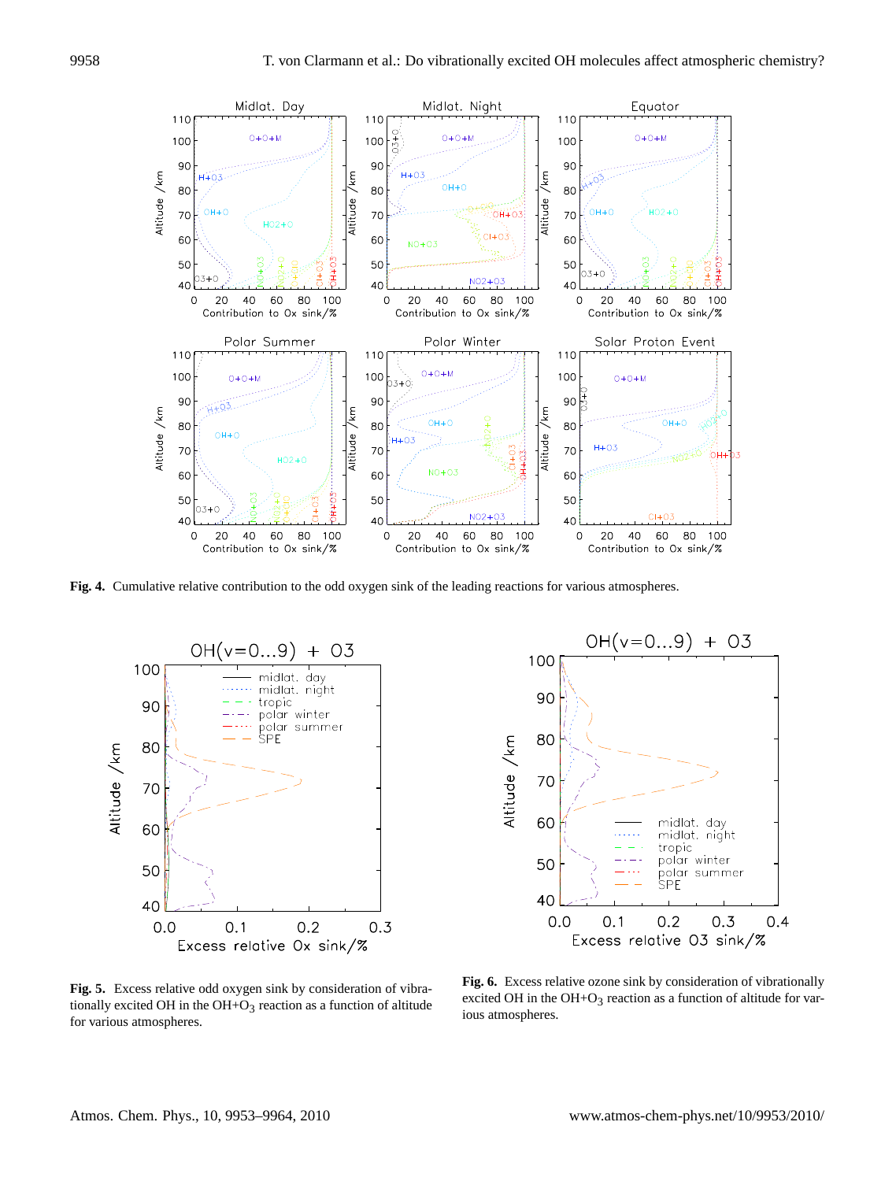**Fig. 4.** Cumulative relative contribution to the odd oxygen sink of the leading reactions for various atmospheres.

**Fig. 5.** Excess relative odd oxygen sink by consideration of vibrationally excited OH in the OH+$O_3$ reaction as a function of altitude for various atmospheres.

**Fig. 6.** Excess relative ozone sink by consideration of vibrationally excited OH in the OH+$O_3$ reaction as a function of altitude for various atmospheres.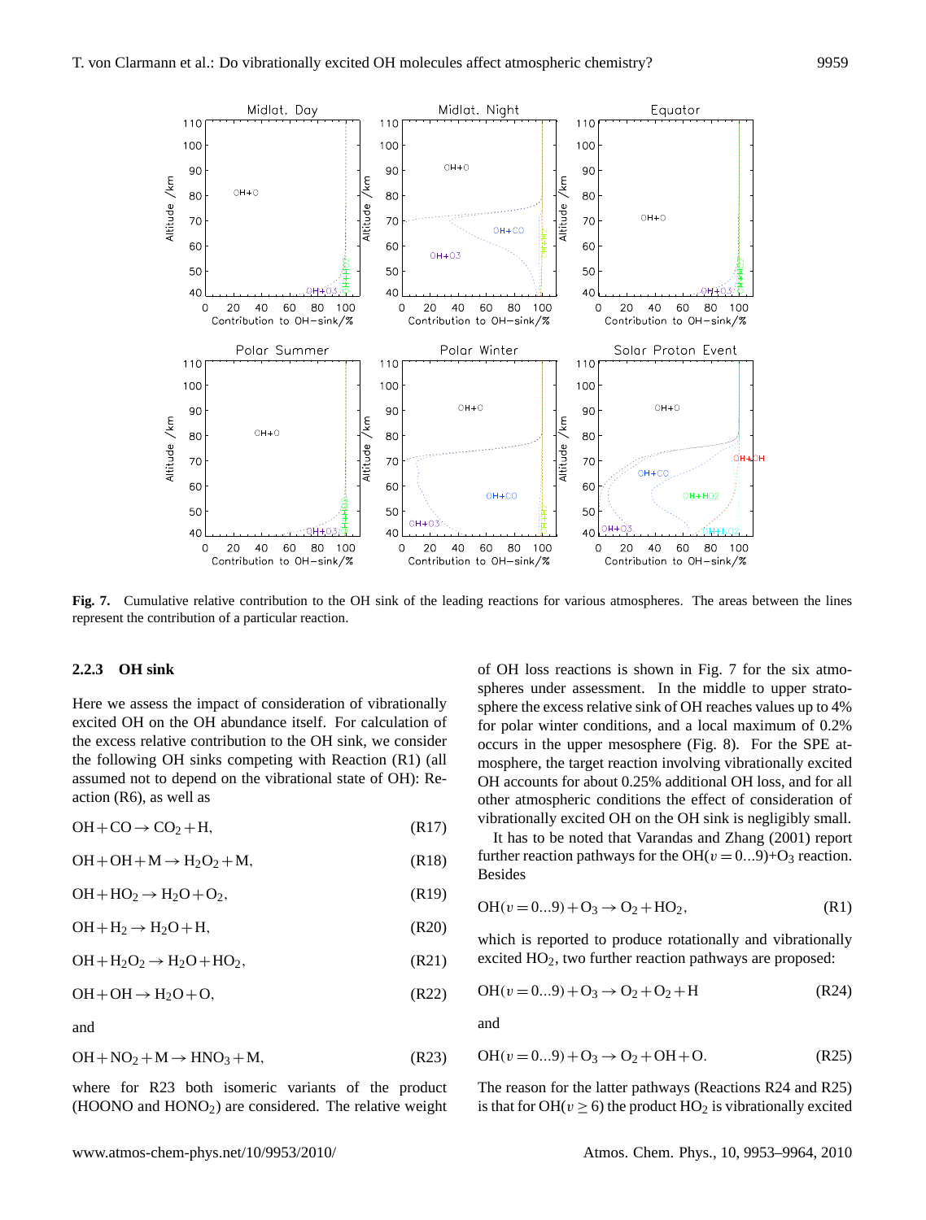Fig. 7. Cumulative relative contribution to the OH sink of the leading reactions for various atmospheres. The areas between the lines represent the contribution of a particular reaction.

### 2.2.3 OH sink

Here we assess the impact of consideration of vibrationally excited OH on the OH abundance itself. For calculation of the excess relative contribution to the OH sink, we consider the following OH sinks competing with Reaction (R1) (all assumed not to depend on the vibrational state of OH): Reaction (R6), as well as

$$\mathrm{OH + CO \rightarrow CO_2 + H}, \tag{R17}$$

$$\mathrm{OH + OH + M \rightarrow H_2O_2 + M}, \tag{R18}$$

$$\mathrm{OH + HO_2 \rightarrow H_2O + O_2}, \tag{R19}$$

$$\mathrm{OH + H_2 \rightarrow H_2O + H}, \tag{R20}$$

$$\mathrm{OH + H_2O_2 \rightarrow H_2O + HO_2}, \tag{R21}$$

$$\mathrm{OH + OH \rightarrow H_2O + O}, \tag{R22}$$

and

$$\mathrm{OH + NO_2 + M \rightarrow HNO_3 + M}, \tag{R23}$$

where for R23 both isomeric variants of the product (HOONO and $HONO_2$) are considered. The relative weight of OH loss reactions is shown in Fig. 7 for the six atmospheres under assessment. In the middle to upper stratosphere the excess relative sink of OH reaches values up to 4% for polar winter conditions, and a local maximum of 0.2% occurs in the upper mesosphere (Fig. 8). For the SPE atmosphere, the target reaction involving vibrationally excited OH accounts for about 0.25% additional OH loss, and for all other atmospheric conditions the effect of consideration of vibrationally excited OH on the OH sink is negligibly small.

It has to be noted that Varandas and Zhang (2001) report further reaction pathways for the $\mathrm{OH}(v=0...9)+\mathrm{O_3}$ reaction. Besides

$$\mathrm{OH}(v=0...9)+\mathrm{O_3} \rightarrow \mathrm{O_2}+\mathrm{HO_2}, \tag{R1}$$

which is reported to produce rotationally and vibrationally excited $HO_2$, two further reaction pathways are proposed:

$$\mathrm{OH}(v=0...9)+\mathrm{O_3} \rightarrow \mathrm{O_2}+\mathrm{O_2}+\mathrm{H} \tag{R24}$$

and

$$\mathrm{OH}(v=0...9)+\mathrm{O_3} \rightarrow \mathrm{O_2}+\mathrm{OH}+\mathrm{O}. \tag{R25}$$

The reason for the latter pathways (Reactions R24 and R25) is that for $\mathrm{OH}(v \geq 6)$ the product $HO_2$ is vibrationally excited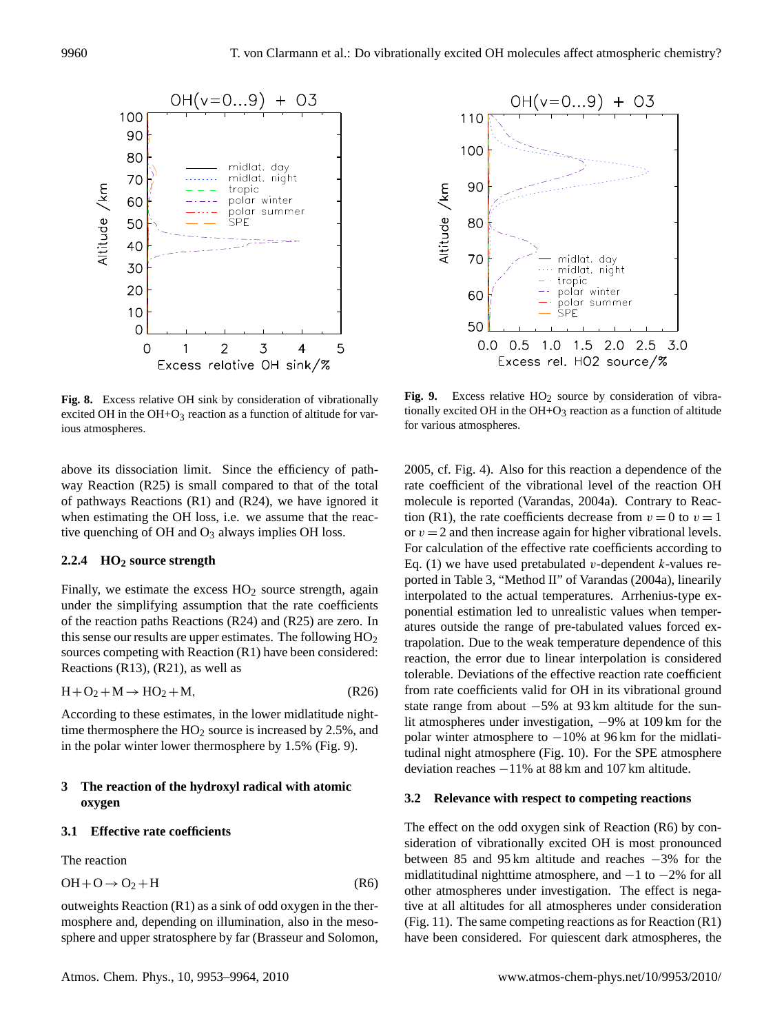**Fig. 8.** Excess relative OH sink by consideration of vibrationally excited OH in the OH+$O_3$ reaction as a function of altitude for various atmospheres.

**Fig. 9.** Excess relative $HO_2$ source by consideration of vibrationally excited OH in the OH+$O_3$ reaction as a function of altitude for various atmospheres.

above its dissociation limit. Since the efficiency of pathway Reaction (R25) is small compared to that of the total of pathways Reactions (R1) and (R24), we have ignored it when estimating the OH loss, i.e. we assume that the reactive quenching of OH and $O_3$ always implies OH loss.

### 2.2.4 $HO_2$ source strength

Finally, we estimate the excess $HO_2$ source strength, again under the simplifying assumption that the rate coefficients of the reaction paths Reactions (R24) and (R25) are zero. In this sense our results are upper estimates. The following $HO_2$ sources competing with Reaction (R1) have been considered: Reactions (R13), (R21), as well as

$$\mathrm{H} + \mathrm{O_2} + \mathrm{M} \rightarrow \mathrm{HO_2} + \mathrm{M}, \tag{R26}$$

According to these estimates, in the lower midlatitude nighttime thermosphere the $HO_2$ source is increased by 2.5%, and in the polar winter lower thermosphere by 1.5% (Fig. 9).

## 3 The reaction of the hydroxyl radical with atomic oxygen

### 3.1 Effective rate coefficients

The reaction

$$\mathrm{OH} + \mathrm{O} \rightarrow \mathrm{O_2} + \mathrm{H} \tag{R6}$$

outweights Reaction (R1) as a sink of odd oxygen in the thermosphere and, depending on illumination, also in the mesosphere and upper stratosphere by far (Brasseur and Solomon, 2005, cf. Fig. 4). Also for this reaction a dependence of the rate coefficient of the vibrational level of the reaction OH molecule is reported (Varandas, 2004a). Contrary to Reaction (R1), the rate coefficients decrease from $v = 0$ to $v = 1$ or $v = 2$ and then increase again for higher vibrational levels. For calculation of the effective rate coefficients according to Eq. (1) we have used pretabulated $v$-dependent $k$-values reported in Table 3, "Method II" of Varandas (2004a), linearly interpolated to the actual temperatures. Arrhenius-type exponential estimation led to unrealistic values when temperatures outside the range of pre-tabulated values forced extrapolation. Due to the weak temperature dependence of this reaction, the error due to linear interpolation is considered tolerable. Deviations of the effective reaction rate coefficient from rate coefficients valid for OH in its vibrational ground state range from about −5% at 93 km altitude for the sunlit atmospheres under investigation, −9% at 109 km for the polar winter atmosphere to −10% at 96 km for the midlatitudinal night atmosphere (Fig. 10). For the SPE atmosphere deviation reaches −11% at 88 km and 107 km altitude.

### 3.2 Relevance with respect to competing reactions

The effect on the odd oxygen sink of Reaction (R6) by consideration of vibrationally excited OH is most pronounced between 85 and 95 km altitude and reaches −3% for the midlatitudinal nighttime atmosphere, and −1 to −2% for all other atmospheres under investigation. The effect is negative at all altitudes for all atmospheres under consideration (Fig. 11). The same competing reactions as for Reaction (R1) have been considered. For quiescent dark atmospheres, the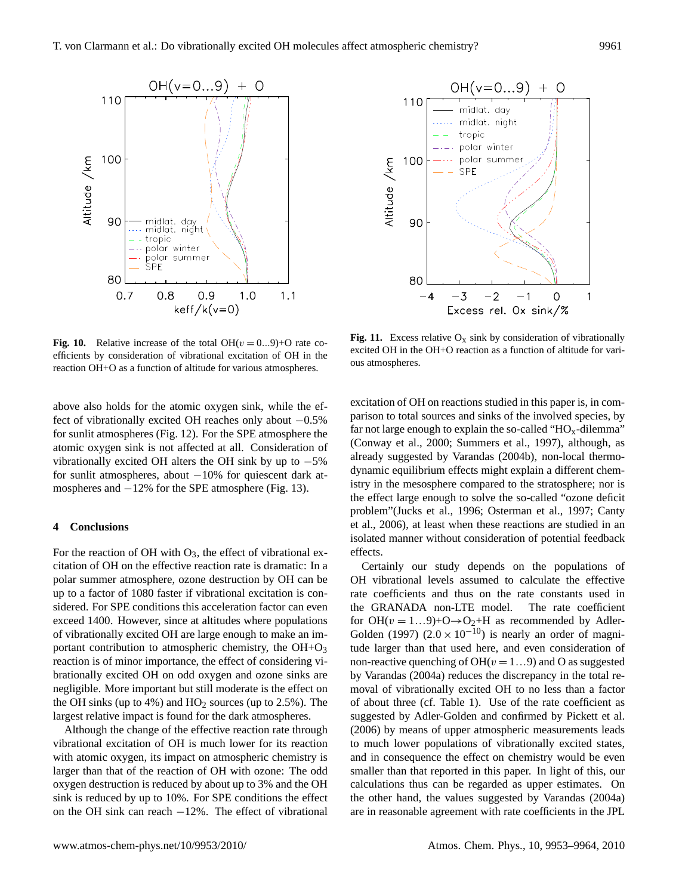**Fig. 10.** Relative increase of the total OH($v=0...9$)+O rate coefficients by consideration of vibrational excitation of OH in the reaction OH+O as a function of altitude for various atmospheres.

**Fig. 11.** Excess relative $O_x$ sink by consideration of vibrationally excited OH in the OH+O reaction as a function of altitude for various atmospheres.

above also holds for the atomic oxygen sink, while the effect of vibrationally excited OH reaches only about $-0.5\%$ for sunlit atmospheres (Fig. 12). For the SPE atmosphere the atomic oxygen sink is not affected at all. Consideration of vibrationally excited OH alters the OH sink by up to $-5\%$ for sunlit atmospheres, about $-10\%$ for quiescent dark atmospheres and $-12\%$ for the SPE atmosphere (Fig. 13).

## 4 Conclusions

For the reaction of OH with $O_3$, the effect of vibrational excitation of OH on the effective reaction rate is dramatic: In a polar summer atmosphere, ozone destruction by OH can be up to a factor of 1080 faster if vibrational excitation is considered. For SPE conditions this acceleration factor can even exceed 1400. However, since at altitudes where populations of vibrationally excited OH are large enough to make an important contribution to atmospheric chemistry, the OH+$O_3$ reaction is of minor importance, the effect of considering vibrationally excited OH on odd oxygen and ozone sinks are negligible. More important but still moderate is the effect on the OH sinks (up to 4%) and $HO_2$ sources (up to 2.5%). The largest relative impact is found for the dark atmospheres.

Although the change of the effective reaction rate through vibrational excitation of OH is much lower for its reaction with atomic oxygen, its impact on atmospheric chemistry is larger than that of the reaction of OH with ozone: The odd oxygen destruction is reduced by about up to 3% and the OH sink is reduced by up to 10%. For SPE conditions the effect on the OH sink can reach $-12\%$. The effect of vibrational excitation of OH on reactions studied in this paper is, in comparison to total sources and sinks of the involved species, by far not large enough to explain the so-called "$HO_x$-dilemma" (Conway et al., 2000; Summers et al., 1997), although, as already suggested by Varandas (2004b), non-local thermodynamic equilibrium effects might explain a different chemistry in the mesosphere compared to the stratosphere; nor is the effect large enough to solve the so-called "ozone deficit problem"(Jucks et al., 1996; Osterman et al., 1997; Canty et al., 2006), at least when these reactions are studied in an isolated manner without consideration of potential feedback effects.

Certainly our study depends on the populations of OH vibrational levels assumed to calculate the effective rate coefficients and thus on the rate constants used in the GRANADA non-LTE model. The rate coefficient for OH($v=1...9$)+O$\rightarrow$$O_2$+H as recommended by Adler-Golden (1997) ($2.0\times10^{-10}$) is nearly an order of magnitude larger than that used here, and even consideration of non-reactive quenching of OH($v=1...9$) and O as suggested by Varandas (2004a) reduces the discrepancy in the total removal of vibrationally excited OH to no less than a factor of about three (cf. Table 1). Use of the rate coefficient as suggested by Adler-Golden and confirmed by Pickett et al. (2006) by means of upper atmospheric measurements leads to much lower populations of vibrationally excited states, and in consequence the effect on chemistry would be even smaller than that reported in this paper. In light of this, our calculations thus can be regarded as upper estimates. On the other hand, the values suggested by Varandas (2004a) are in reasonable agreement with rate coefficients in the JPL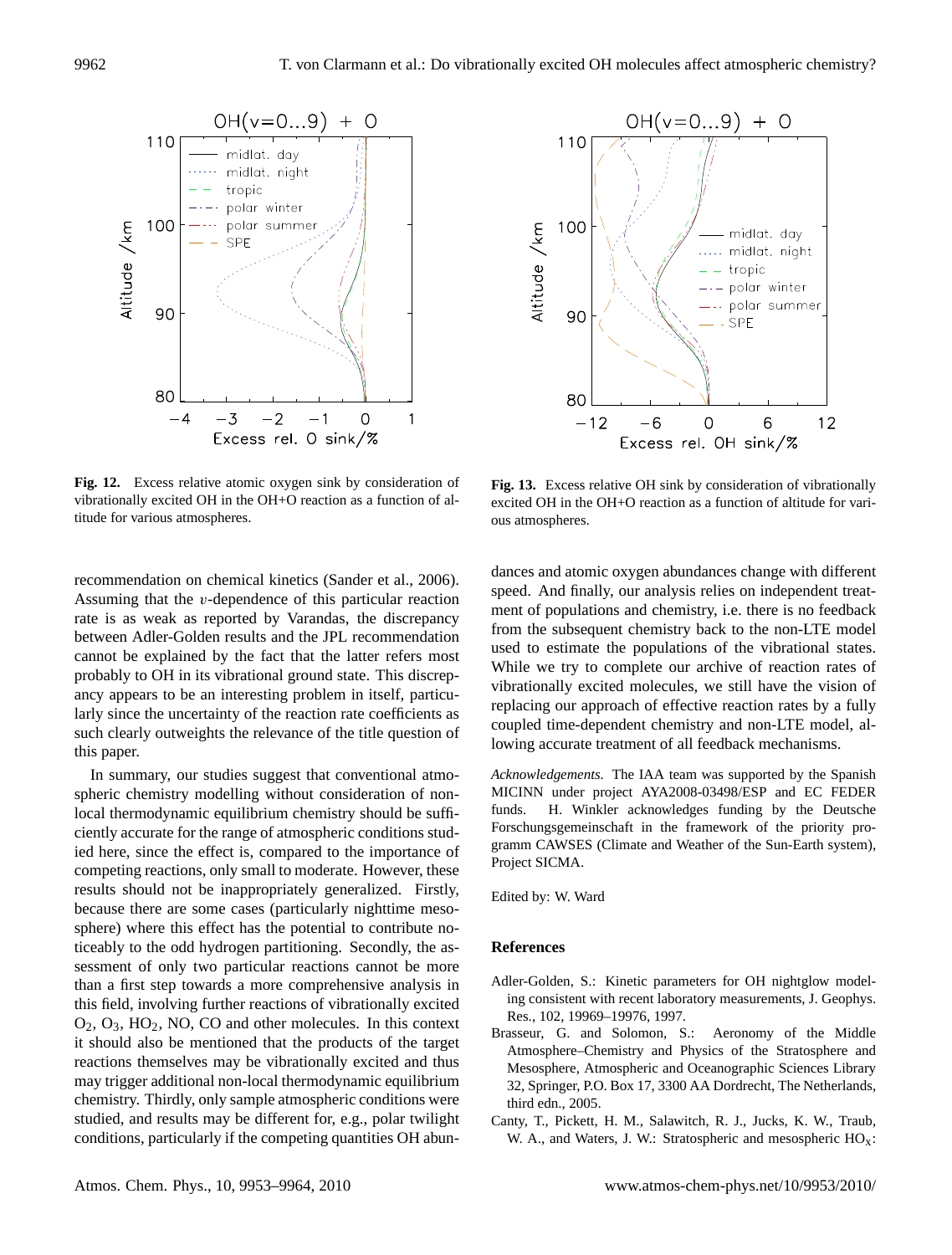Fig. 12. Excess relative atomic oxygen sink by consideration of vibrationally excited OH in the OH+O reaction as a function of altitude for various atmospheres.

Fig. 13. Excess relative OH sink by consideration of vibrationally excited OH in the OH+O reaction as a function of altitude for various atmospheres.

recommendation on chemical kinetics (Sander et al., 2006). Assuming that the $v$-dependence of this particular reaction rate is as weak as reported by Varandas, the discrepancy between Adler-Golden results and the JPL recommendation cannot be explained by the fact that the latter refers most probably to OH in its vibrational ground state. This discrepancy appears to be an interesting problem in itself, particularly since the uncertainty of the reaction rate coefficients as such clearly outweights the relevance of the title question of this paper.

In summary, our studies suggest that conventional atmospheric chemistry modelling without consideration of non-local thermodynamic equilibrium chemistry should be sufficiently accurate for the range of atmospheric conditions studied here, since the effect is, compared to the importance of competing reactions, only small to moderate. However, these results should not be inappropriately generalized. Firstly, because there are some cases (particularly nighttime mesosphere) where this effect has the potential to contribute noticeably to the odd hydrogen partitioning. Secondly, the assessment of only two particular reactions cannot be more than a first step towards a more comprehensive analysis in this field, involving further reactions of vibrationally excited $O_2$, $O_3$, $HO_2$, NO, CO and other molecules. In this context it should also be mentioned that the products of the target reactions themselves may be vibrationally excited and thus may trigger additional non-local thermodynamic equilibrium chemistry. Thirdly, only sample atmospheric conditions were studied, and results may be different for, e.g., polar twilight conditions, particularly if the competing quantities OH abundances and atomic oxygen abundances change with different speed. And finally, our analysis relies on independent treatment of populations and chemistry, i.e. there is no feedback from the subsequent chemistry back to the non-LTE model used to estimate the populations of the vibrational states. While we try to complete our archive of reaction rates of vibrationally excited molecules, we still have the vision of replacing our approach of effective reaction rates by a fully coupled time-dependent chemistry and non-LTE model, allowing accurate treatment of all feedback mechanisms.

*Acknowledgements.* The IAA team was supported by the Spanish MICINN under project AYA2008-03498/ESP and EC FEDER funds. H. Winkler acknowledges funding by the Deutsche Forschungsgemeinschaft in the framework of the priority programm CAWSES (Climate and Weather of the Sun-Earth system), Project SICMA.

Edited by: W. Ward

## References

Adler-Golden, S.: Kinetic parameters for OH nightglow modeling consistent with recent laboratory measurements, J. Geophys. Res., 102, 19969–19976, 1997.

Brasseur, G. and Solomon, S.: Aeronomy of the Middle Atmosphere–Chemistry and Physics of the Stratosphere and Mesosphere, Atmospheric and Oceanographic Sciences Library 32, Springer, P.O. Box 17, 3300 AA Dordrecht, The Netherlands, third edn., 2005.

Canty, T., Pickett, H. M., Salawitch, R. J., Jucks, K. W., Traub, W. A., and Waters, J. W.: Stratospheric and mesospheric $HO_x$: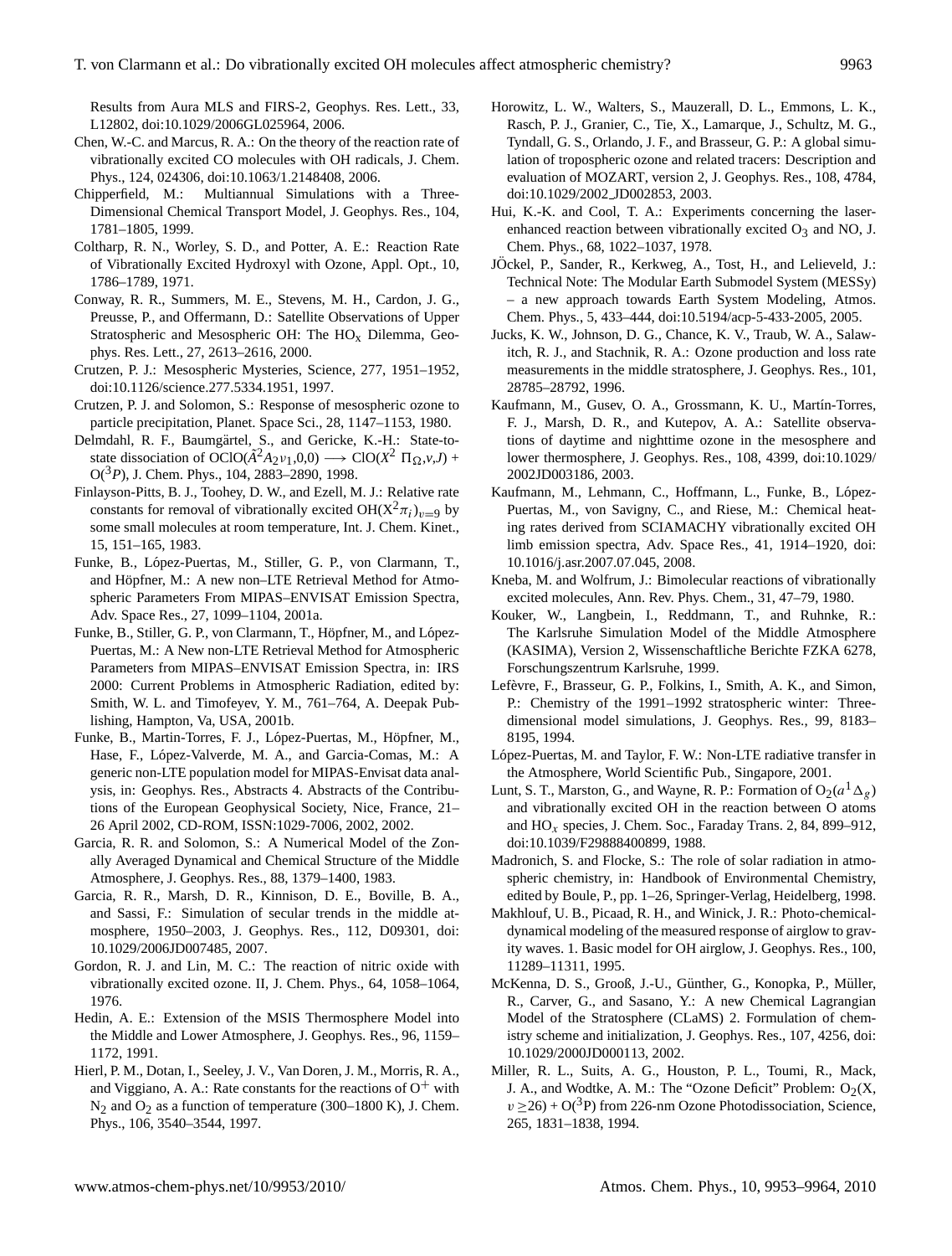Results from Aura MLS and FIRS-2, Geophys. Res. Lett., 33, L12802, doi:10.1029/2006GL025964, 2006.

Chen, W.-C. and Marcus, R. A.: On the theory of the reaction rate of vibrationally excited CO molecules with OH radicals, J. Chem. Phys., 124, 024306, doi:10.1063/1.2148408, 2006.

Chipperfield, M.: Multiannual Simulations with a Three-Dimensional Chemical Transport Model, J. Geophys. Res., 104, 1781–1805, 1999.

Coltharp, R. N., Worley, S. D., and Potter, A. E.: Reaction Rate of Vibrationally Excited Hydroxyl with Ozone, Appl. Opt., 10, 1786–1789, 1971.

Conway, R. R., Summers, M. E., Stevens, M. H., Cardon, J. G., Preusse, P., and Offermann, D.: Satellite Observations of Upper Stratospheric and Mesospheric OH: The $HO_x$ Dilemma, Geophys. Res. Lett., 27, 2613–2616, 2000.

Crutzen, P. J.: Mesospheric Mysteries, Science, 277, 1951–1952, doi:10.1126/science.277.5334.1951, 1997.

Crutzen, P. J. and Solomon, S.: Response of mesospheric ozone to particle precipitation, Planet. Space Sci., 28, 1147–1153, 1980.

Delmdahl, R. F., Baumgärtel, S., and Gericke, K.-H.: State-to-state dissociation of $OClO(\tilde{A}^2A_2\nu_1,0,0) \longrightarrow ClO(X^2\ \Pi_\Omega,v,J)$ + $O(^3P)$, J. Chem. Phys., 104, 2883–2890, 1998.

Finlayson-Pitts, B. J., Toohey, D. W., and Ezell, M. J.: Relative rate constants for removal of vibrationally excited $OH(X^2\pi_i)_{v=9}$ by some small molecules at room temperature, Int. J. Chem. Kinet., 15, 151–165, 1983.

Funke, B., López-Puertas, M., Stiller, G. P., von Clarmann, T., and Höpfner, M.: A new non–LTE Retrieval Method for Atmospheric Parameters From MIPAS–ENVISAT Emission Spectra, Adv. Space Res., 27, 1099–1104, 2001a.

Funke, B., Stiller, G. P., von Clarmann, T., Höpfner, M., and López-Puertas, M.: A New non-LTE Retrieval Method for Atmospheric Parameters from MIPAS–ENVISAT Emission Spectra, in: IRS 2000: Current Problems in Atmospheric Radiation, edited by: Smith, W. L. and Timofeyev, Y. M., 761–764, A. Deepak Publishing, Hampton, Va, USA, 2001b.

Funke, B., Martin-Torres, F. J., López-Puertas, M., Höpfner, M., Hase, F., López-Valverde, M. A., and Garcia-Comas, M.: A generic non-LTE population model for MIPAS-Envisat data analysis, in: Geophys. Res., Abstracts 4. Abstracts of the Contributions of the European Geophysical Society, Nice, France, 21–26 April 2002, CD-ROM, ISSN:1029-7006, 2002, 2002.

Garcia, R. R. and Solomon, S.: A Numerical Model of the Zonally Averaged Dynamical and Chemical Structure of the Middle Atmosphere, J. Geophys. Res., 88, 1379–1400, 1983.

Garcia, R. R., Marsh, D. R., Kinnison, D. E., Boville, B. A., and Sassi, F.: Simulation of secular trends in the middle atmosphere, 1950–2003, J. Geophys. Res., 112, D09301, doi:10.1029/2006JD007485, 2007.

Gordon, R. J. and Lin, M. C.: The reaction of nitric oxide with vibrationally excited ozone. II, J. Chem. Phys., 64, 1058–1064, 1976.

Hedin, A. E.: Extension of the MSIS Thermosphere Model into the Middle and Lower Atmosphere, J. Geophys. Res., 96, 1159–1172, 1991.

Hierl, P. M., Dotan, I., Seeley, J. V., Van Doren, J. M., Morris, R. A., and Viggiano, A. A.: Rate constants for the reactions of $O^+$ with $N_2$ and $O_2$ as a function of temperature (300–1800 K), J. Chem. Phys., 106, 3540–3544, 1997.

Horowitz, L. W., Walters, S., Mauzerall, D. L., Emmons, L. K., Rasch, P. J., Granier, C., Tie, X., Lamarque, J., Schultz, M. G., Tyndall, G. S., Orlando, J. F., and Brasseur, G. P.: A global simulation of tropospheric ozone and related tracers: Description and evaluation of MOZART, version 2, J. Geophys. Res., 108, 4784, doi:10.1029/2002_JD002853, 2003.

Hui, K.-K. and Cool, T. A.: Experiments concerning the laser-enhanced reaction between vibrationally excited $O_3$ and NO, J. Chem. Phys., 68, 1022–1037, 1978.

JÖckel, P., Sander, R., Kerkweg, A., Tost, H., and Lelieveld, J.: Technical Note: The Modular Earth Submodel System (MESSy) – a new approach towards Earth System Modeling, Atmos. Chem. Phys., 5, 433–444, doi:10.5194/acp-5-433-2005, 2005.

Jucks, K. W., Johnson, D. G., Chance, K. V., Traub, W. A., Salawitch, R. J., and Stachnik, R. A.: Ozone production and loss rate measurements in the middle stratosphere, J. Geophys. Res., 101, 28785–28792, 1996.

Kaufmann, M., Gusev, O. A., Grossmann, K. U., Martín-Torres, F. J., Marsh, D. R., and Kutepov, A. A.: Satellite observations of daytime and nighttime ozone in the mesosphere and lower thermosphere, J. Geophys. Res., 108, 4399, doi:10.1029/2002JD003186, 2003.

Kaufmann, M., Lehmann, C., Hoffmann, L., Funke, B., López-Puertas, M., von Savigny, C., and Riese, M.: Chemical heating rates derived from SCIAMACHY vibrationally excited OH limb emission spectra, Adv. Space Res., 41, 1914–1920, doi:10.1016/j.asr.2007.07.045, 2008.

Kneba, M. and Wolfrum, J.: Bimolecular reactions of vibrationally excited molecules, Ann. Rev. Phys. Chem., 31, 47–79, 1980.

Kouker, W., Langbein, I., Reddmann, T., and Ruhnke, R.: The Karlsruhe Simulation Model of the Middle Atmosphere (KASIMA), Version 2, Wissenschaftliche Berichte FZKA 6278, Forschungszentrum Karlsruhe, 1999.

Lefèvre, F., Brasseur, G. P., Folkins, I., Smith, A. K., and Simon, P.: Chemistry of the 1991–1992 stratospheric winter: Three-dimensional model simulations, J. Geophys. Res., 99, 8183–8195, 1994.

López-Puertas, M. and Taylor, F. W.: Non-LTE radiative transfer in the Atmosphere, World Scientific Pub., Singapore, 2001.

Lunt, S. T., Marston, G., and Wayne, R. P.: Formation of $O_2(a^1\Delta_g)$ and vibrationally excited OH in the reaction between O atoms and $HO_x$ species, J. Chem. Soc., Faraday Trans. 2, 84, 899–912, doi:10.1039/F29888400899, 1988.

Madronich, S. and Flocke, S.: The role of solar radiation in atmospheric chemistry, in: Handbook of Environmental Chemistry, edited by Boule, P., pp. 1–26, Springer-Verlag, Heidelberg, 1998.

Makhlouf, U. B., Picaad, R. H., and Winick, J. R.: Photo-chemical-dynamical modeling of the measured response of airglow to gravity waves. 1. Basic model for OH airglow, J. Geophys. Res., 100, 11289–11311, 1995.

McKenna, D. S., Grooß, J.-U., Günther, G., Konopka, P., Müller, R., Carver, G., and Sasano, Y.: A new Chemical Lagrangian Model of the Stratosphere (CLaMS) 2. Formulation of chemistry scheme and initialization, J. Geophys. Res., 107, 4256, doi:10.1029/2000JD000113, 2002.

Miller, R. L., Suits, A. G., Houston, P. L., Toumi, R., Mack, J. A., and Wodtke, A. M.: The "Ozone Deficit" Problem: $O_2(X, \upsilon \geq 26)$ + $O(^3P)$ from 226-nm Ozone Photodissociation, Science, 265, 1831–1838, 1994.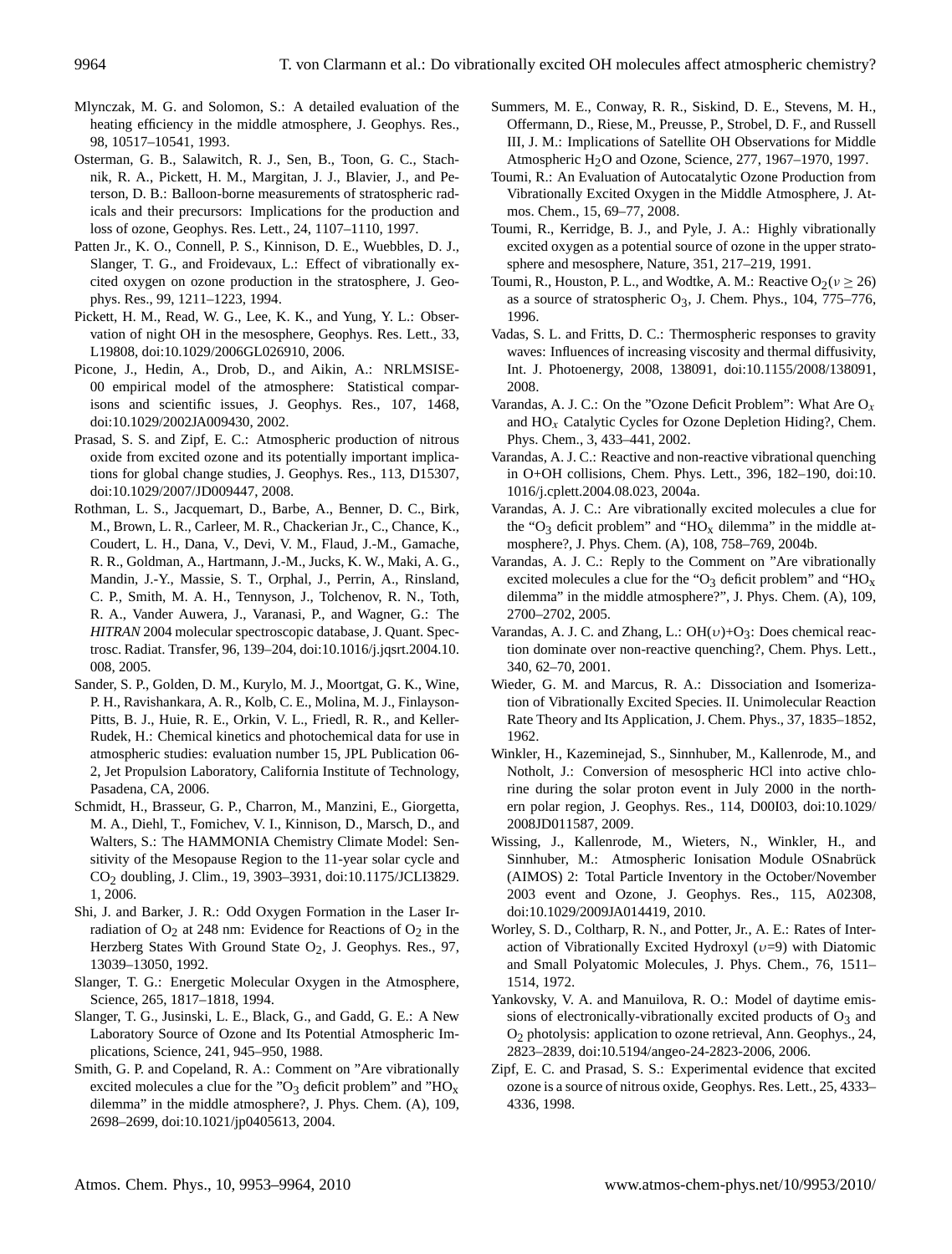Mlynczak, M. G. and Solomon, S.: A detailed evaluation of the heating efficiency in the middle atmosphere, J. Geophys. Res., 98, 10517–10541, 1993.

Osterman, G. B., Salawitch, R. J., Sen, B., Toon, G. C., Stachnik, R. A., Pickett, H. M., Margitan, J. J., Blavier, J., and Peterson, D. B.: Balloon-borne measurements of stratospheric radicals and their precursors: Implications for the production and loss of ozone, Geophys. Res. Lett., 24, 1107–1110, 1997.

Patten Jr., K. O., Connell, P. S., Kinnison, D. E., Wuebbles, D. J., Slanger, T. G., and Froidevaux, L.: Effect of vibrationally excited oxygen on ozone production in the stratosphere, J. Geophys. Res., 99, 1211–1223, 1994.

Pickett, H. M., Read, W. G., Lee, K. K., and Yung, Y. L.: Observation of night OH in the mesosphere, Geophys. Res. Lett., 33, L19808, doi:10.1029/2006GL026910, 2006.

Picone, J., Hedin, A., Drob, D., and Aikin, A.: NRLMSISE-00 empirical model of the atmosphere: Statistical comparisons and scientific issues, J. Geophys. Res., 107, 1468, doi:10.1029/2002JA009430, 2002.

Prasad, S. S. and Zipf, E. C.: Atmospheric production of nitrous oxide from excited ozone and its potentially important implications for global change studies, J. Geophys. Res., 113, D15307, doi:10.1029/2007/JD009447, 2008.

Rothman, L. S., Jacquemart, D., Barbe, A., Benner, D. C., Birk, M., Brown, L. R., Carleer, M. R., Chackerian Jr., C., Chance, K., Coudert, L. H., Dana, V., Devi, V. M., Flaud, J.-M., Gamache, R. R., Goldman, A., Hartmann, J.-M., Jucks, K. W., Maki, A. G., Mandin, J.-Y., Massie, S. T., Orphal, J., Perrin, A., Rinsland, C. P., Smith, M. A. H., Tennyson, J., Tolchenov, R. N., Toth, R. A., Vander Auwera, J., Varanasi, P., and Wagner, G.: The *HITRAN* 2004 molecular spectroscopic database, J. Quant. Spectrosc. Radiat. Transfer, 96, 139–204, doi:10.1016/j.jqsrt.2004.10.008, 2005.

Sander, S. P., Golden, D. M., Kurylo, M. J., Moortgat, G. K., Wine, P. H., Ravishankara, A. R., Kolb, C. E., Molina, M. J., Finlayson-Pitts, B. J., Huie, R. E., Orkin, V. L., Friedl, R. R., and Keller-Rudek, H.: Chemical kinetics and photochemical data for use in atmospheric studies: evaluation number 15, JPL Publication 06-2, Jet Propulsion Laboratory, California Institute of Technology, Pasadena, CA, 2006.

Schmidt, H., Brasseur, G. P., Charron, M., Manzini, E., Giorgetta, M. A., Diehl, T., Fomichev, V. I., Kinnison, D., Marsch, D., and Walters, S.: The HAMMONIA Chemistry Climate Model: Sensitivity of the Mesopause Region to the 11-year solar cycle and $CO_2$ doubling, J. Clim., 19, 3903–3931, doi:10.1175/JCLI3829.1, 2006.

Shi, J. and Barker, J. R.: Odd Oxygen Formation in the Laser Irradiation of $O_2$ at 248 nm: Evidence for Reactions of $O_2$ in the Herzberg States With Ground State $O_2$, J. Geophys. Res., 97, 13039–13050, 1992.

Slanger, T. G.: Energetic Molecular Oxygen in the Atmosphere, Science, 265, 1817–1818, 1994.

Slanger, T. G., Jusinski, L. E., Black, G., and Gadd, G. E.: A New Laboratory Source of Ozone and Its Potential Atmospheric Implications, Science, 241, 945–950, 1988.

Smith, G. P. and Copeland, R. A.: Comment on "Are vibrationally excited molecules a clue for the "$O_3$ deficit problem" and "$HO_x$ dilemma" in the middle atmosphere?, J. Phys. Chem. (A), 109, 2698–2699, doi:10.1021/jp0405613, 2004.

Summers, M. E., Conway, R. R., Siskind, D. E., Stevens, M. H., Offermann, D., Riese, M., Preusse, P., Strobel, D. F., and Russell III, J. M.: Implications of Satellite OH Observations for Middle Atmospheric $H_2O$ and Ozone, Science, 277, 1967–1970, 1997.

Toumi, R.: An Evaluation of Autocatalytic Ozone Production from Vibrationally Excited Oxygen in the Middle Atmosphere, J. Atmos. Chem., 15, 69–77, 2008.

Toumi, R., Kerridge, B. J., and Pyle, J. A.: Highly vibrationally excited oxygen as a potential source of ozone in the upper stratosphere and mesosphere, Nature, 351, 217–219, 1991.

Toumi, R., Houston, P. L., and Wodtke, A. M.: Reactive $O_2(\nu \geq 26)$ as a source of stratospheric $O_3$, J. Chem. Phys., 104, 775–776, 1996.

Vadas, S. L. and Fritts, D. C.: Thermospheric responses to gravity waves: Influences of increasing viscosity and thermal diffusivity, Int. J. Photoenergy, 2008, 138091, doi:10.1155/2008/138091, 2008.

Varandas, A. J. C.: On the "Ozone Deficit Problem": What Are $O_x$ and $HO_x$ Catalytic Cycles for Ozone Depletion Hiding?, Chem. Phys. Chem., 3, 433–441, 2002.

Varandas, A. J. C.: Reactive and non-reactive vibrational quenching in O+OH collisions, Chem. Phys. Lett., 396, 182–190, doi:10.1016/j.cplett.2004.08.023, 2004a.

Varandas, A. J. C.: Are vibrationally excited molecules a clue for the "$O_3$ deficit problem" and "$HO_x$ dilemma" in the middle atmosphere?, J. Phys. Chem. (A), 108, 758–769, 2004b.

Varandas, A. J. C.: Reply to the Comment on "Are vibrationally excited molecules a clue for the "$O_3$ deficit problem" and "$HO_x$ dilemma" in the middle atmosphere?", J. Phys. Chem. (A), 109, 2700–2702, 2005.

Varandas, A. J. C. and Zhang, L.: $OH(\upsilon)+O_3$: Does chemical reaction dominate over non-reactive quenching?, Chem. Phys. Lett., 340, 62–70, 2001.

Wieder, G. M. and Marcus, R. A.: Dissociation and Isomerization of Vibrationally Excited Species. II. Unimolecular Reaction Rate Theory and Its Application, J. Chem. Phys., 37, 1835–1852, 1962.

Winkler, H., Kazeminejad, S., Sinnhuber, M., Kallenrode, M., and Notholt, J.: Conversion of mesospheric HCl into active chlorine during the solar proton event in July 2000 in the northern polar region, J. Geophys. Res., 114, D00I03, doi:10.1029/2008JD011587, 2009.

Wissing, J., Kallenrode, M., Wieters, N., Winkler, H., and Sinnhuber, M.: Atmospheric Ionisation Module OSnabrück (AIMOS) 2: Total Particle Inventory in the October/November 2003 event and Ozone, J. Geophys. Res., 115, A02308, doi:10.1029/2009JA014419, 2010.

Worley, S. D., Coltharp, R. N., and Potter, Jr., A. E.: Rates of Interaction of Vibrationally Excited Hydroxyl ($\upsilon$=9) with Diatomic and Small Polyatomic Molecules, J. Phys. Chem., 76, 1511–1514, 1972.

Yankovsky, V. A. and Manuilova, R. O.: Model of daytime emissions of electronically-vibrationally excited products of $O_3$ and $O_2$ photolysis: application to ozone retrieval, Ann. Geophys., 24, 2823–2839, doi:10.5194/angeo-24-2823-2006, 2006.

Zipf, E. C. and Prasad, S. S.: Experimental evidence that excited ozone is a source of nitrous oxide, Geophys. Res. Lett., 25, 4333–4336, 1998.